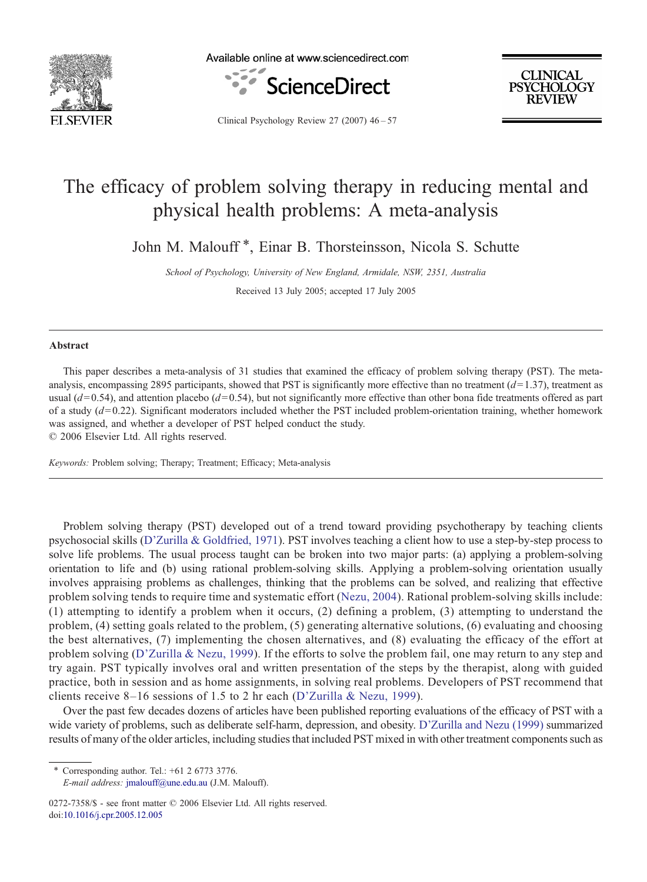# The efficacy of problem solving therapy in reducing mental and physical health problems: A meta-analysis

John M. Malouff *, Einar B. Thorsteinsson, Nicola S. Schutte

*School of Psychology, University of New England, Armidale, NSW, 2351, Australia*

Received 13 July 2005; accepted 17 July 2005

## Abstract

This paper describes a meta-analysis of 31 studies that examined the efficacy of problem solving therapy (PST). The meta-analysis, encompassing 2895 participants, showed that PST is significantly more effective than no treatment ($d = 1.37$), treatment as usual ($d = 0.54$), and attention placebo ($d = 0.54$), but not significantly more effective than other bona fide treatments offered as part of a study ($d = 0.22$). Significant moderators included whether the PST included problem-orientation training, whether homework was assigned, and whether a developer of PST helped conduct the study.

© 2006 Elsevier Ltd. All rights reserved.

*Keywords:* Problem solving; Therapy; Treatment; Efficacy; Meta-analysis

Problem solving therapy (PST) developed out of a trend toward providing psychotherapy by teaching clients psychosocial skills (D'Zurilla & Goldfried, 1971). PST involves teaching a client how to use a step-by-step process to solve life problems. The usual process taught can be broken into two major parts: (a) applying a problem-solving orientation to life and (b) using rational problem-solving skills. Applying a problem-solving orientation usually involves appraising problems as challenges, thinking that the problems can be solved, and realizing that effective problem solving tends to require time and systematic effort (Nezu, 2004). Rational problem-solving skills include: (1) attempting to identify a problem when it occurs, (2) defining a problem, (3) attempting to understand the problem, (4) setting goals related to the problem, (5) generating alternative solutions, (6) evaluating and choosing the best alternatives, (7) implementing the chosen alternatives, and (8) evaluating the efficacy of the effort at problem solving (D'Zurilla & Nezu, 1999). If the efforts to solve the problem fail, one may return to any step and try again. PST typically involves oral and written presentation of the steps by the therapist, along with guided practice, both in session and as home assignments, in solving real problems. Developers of PST recommend that clients receive 8–16 sessions of 1.5 to 2 hr each (D'Zurilla & Nezu, 1999).

Over the past few decades dozens of articles have been published reporting evaluations of the efficacy of PST with a wide variety of problems, such as deliberate self-harm, depression, and obesity. D'Zurilla and Nezu (1999) summarized results of many of the older articles, including studies that included PST mixed in with other treatment components such as

\* Corresponding author. Tel.: +61 2 6773 3776.
*E-mail address:* jmalouff@une.edu.au (J.M. Malouff).

0272-7358/$ - see front matter © 2006 Elsevier Ltd. All rights reserved.
doi:10.1016/j.cpr.2005.12.005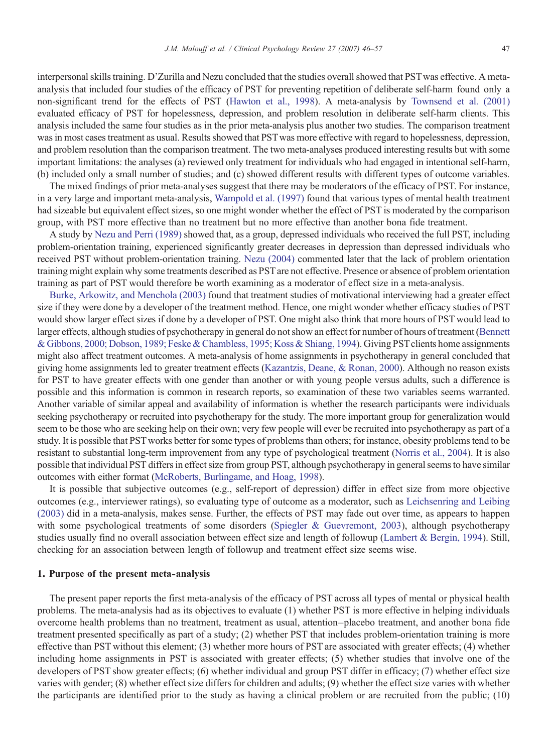interpersonal skills training. D'Zurilla and Nezu concluded that the studies overall showed that PST was effective. A meta-analysis that included four studies of the efficacy of PST for preventing repetition of deliberate self-harm found only a non-significant trend for the effects of PST (Hawton et al., 1998). A meta-analysis by Townsend et al. (2001) evaluated efficacy of PST for hopelessness, depression, and problem resolution in deliberate self-harm clients. This analysis included the same four studies as in the prior meta-analysis plus another two studies. The comparison treatment was in most cases treatment as usual. Results showed that PST was more effective with regard to hopelessness, depression, and problem resolution than the comparison treatment. The two meta-analyses produced interesting results but with some important limitations: the analyses (a) reviewed only treatment for individuals who had engaged in intentional self-harm, (b) included only a small number of studies; and (c) showed different results with different types of outcome variables.

The mixed findings of prior meta-analyses suggest that there may be moderators of the efficacy of PST. For instance, in a very large and important meta-analysis, Wampold et al. (1997) found that various types of mental health treatment had sizeable but equivalent effect sizes, so one might wonder whether the effect of PST is moderated by the comparison group, with PST more effective than no treatment but no more effective than another bona fide treatment.

A study by Nezu and Perri (1989) showed that, as a group, depressed individuals who received the full PST, including problem-orientation training, experienced significantly greater decreases in depression than depressed individuals who received PST without problem-orientation training. Nezu (2004) commented later that the lack of problem orientation training might explain why some treatments described as PST are not effective. Presence or absence of problem orientation training as part of PST would therefore be worth examining as a moderator of effect size in a meta-analysis.

Burke, Arkowitz, and Menchola (2003) found that treatment studies of motivational interviewing had a greater effect size if they were done by a developer of the treatment method. Hence, one might wonder whether efficacy studies of PST would show larger effect sizes if done by a developer of PST. One might also think that more hours of PST would lead to larger effects, although studies of psychotherapy in general do not show an effect for number of hours of treatment (Bennett & Gibbons, 2000; Dobson, 1989; Feske & Chambless, 1995; Koss & Shiang, 1994). Giving PST clients home assignments might also affect treatment outcomes. A meta-analysis of home assignments in psychotherapy in general concluded that giving home assignments led to greater treatment effects (Kazantzis, Deane, & Ronan, 2000). Although no reason exists for PST to have greater effects with one gender than another or with young people versus adults, such a difference is possible and this information is common in research reports, so examination of these two variables seems warranted. Another variable of similar appeal and availability of information is whether the research participants were individuals seeking psychotherapy or recruited into psychotherapy for the study. The more important group for generalization would seem to be those who are seeking help on their own; very few people will ever be recruited into psychotherapy as part of a study. It is possible that PST works better for some types of problems than others; for instance, obesity problems tend to be resistant to substantial long-term improvement from any type of psychological treatment (Norris et al., 2004). It is also possible that individual PST differs in effect size from group PST, although psychotherapy in general seems to have similar outcomes with either format (McRoberts, Burlingame, and Hoag, 1998).

It is possible that subjective outcomes (e.g., self-report of depression) differ in effect size from more objective outcomes (e.g., interviewer ratings), so evaluating type of outcome as a moderator, such as Leichsenring and Leibing (2003) did in a meta-analysis, makes sense. Further, the effects of PST may fade out over time, as appears to happen with some psychological treatments of some disorders (Spiegler & Guevremont, 2003), although psychotherapy studies usually find no overall association between effect size and length of followup (Lambert & Bergin, 1994). Still, checking for an association between length of followup and treatment effect size seems wise.

## 1. Purpose of the present meta-analysis

The present paper reports the first meta-analysis of the efficacy of PST across all types of mental or physical health problems. The meta-analysis had as its objectives to evaluate (1) whether PST is more effective in helping individuals overcome health problems than no treatment, treatment as usual, attention–placebo treatment, and another bona fide treatment presented specifically as part of a study; (2) whether PST that includes problem-orientation training is more effective than PST without this element; (3) whether more hours of PST are associated with greater effects; (4) whether including home assignments in PST is associated with greater effects; (5) whether studies that involve one of the developers of PST show greater effects; (6) whether individual and group PST differ in efficacy; (7) whether effect size varies with gender; (8) whether effect size differs for children and adults; (9) whether the effect size varies with whether the participants are identified prior to the study as having a clinical problem or are recruited from the public; (10)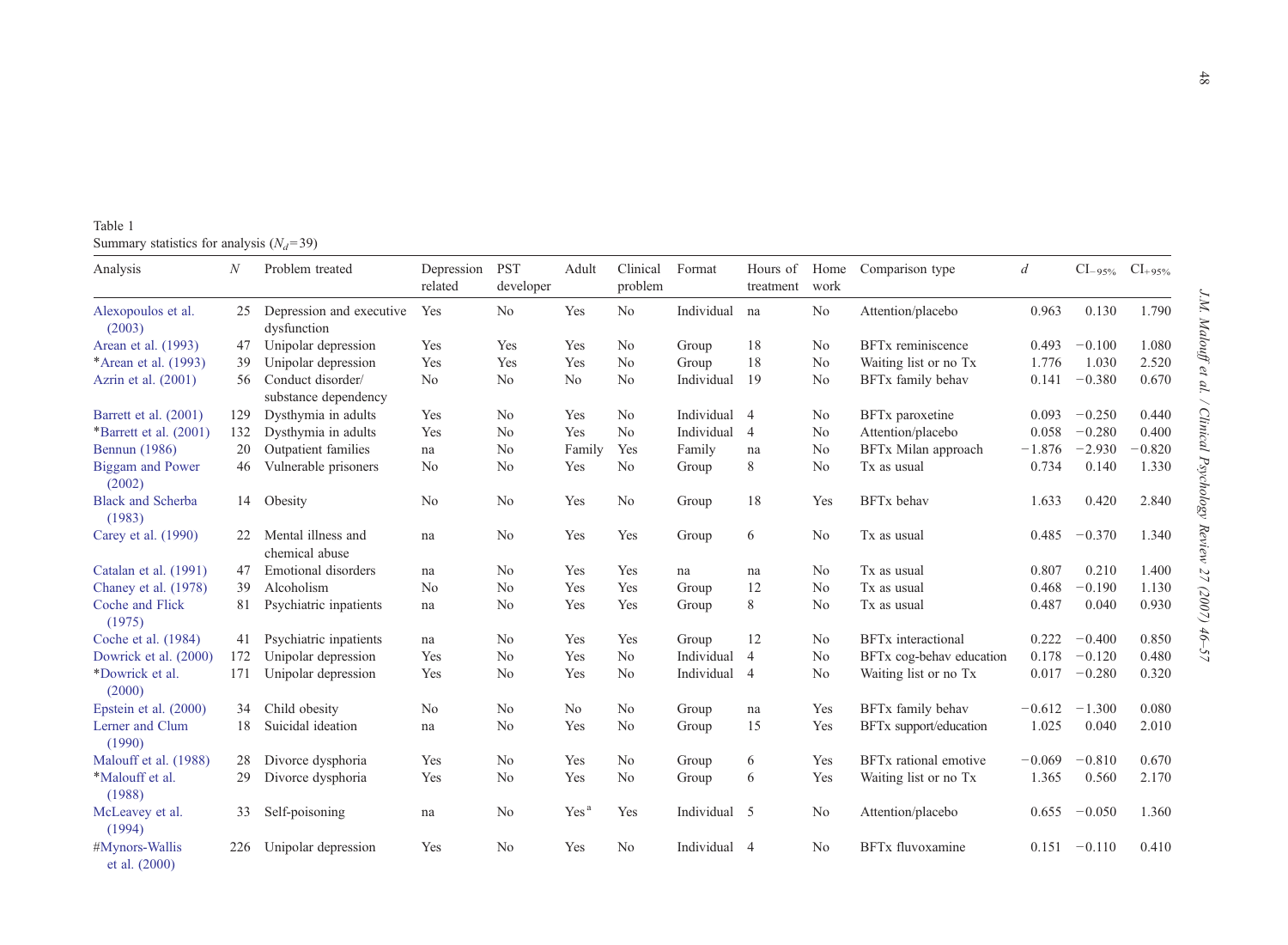Table 1

Summary statistics for analysis ($N_d$=39)

| Analysis | $N$ | Problem treated | Depression related | PST developer | Adult | Clinical problem | Format | Hours of treatment | Home work | Comparison type | $d$ | $CI_{-95\%}$ | $CI_{+95\%}$ |
|---|---|---|---|---|---|---|---|---|---|---|---|---|---|
| Alexopoulos et al. (2003) | 25 | Depression and executive dysfunction | Yes | No | Yes | No | Individual | na | No | Attention/placebo | 0.963 | 0.130 | 1.790 |
| Arean et al. (1993) | 47 | Unipolar depression | Yes | Yes | Yes | No | Group | 18 | No | BFTx reminiscence | 0.493 | −0.100 | 1.080 |
| *Arean et al. (1993) | 39 | Unipolar depression | Yes | Yes | Yes | No | Group | 18 | No | Waiting list or no Tx | 1.776 | 1.030 | 2.520 |
| Azrin et al. (2001) | 56 | Conduct disorder/ substance dependency | No | No | No | No | Individual | 19 | No | BFTx family behav | 0.141 | −0.380 | 0.670 |
| Barrett et al. (2001) | 129 | Dysthymia in adults | Yes | No | Yes | No | Individual | 4 | No | BFTx paroxetine | 0.093 | −0.250 | 0.440 |
| *Barrett et al. (2001) | 132 | Dysthymia in adults | Yes | No | Yes | No | Individual | 4 | No | Attention/placebo | 0.058 | −0.280 | 0.400 |
| Bennun (1986) | 20 | Outpatient families | na | No | Family | Yes | Family | na | No | BFTx Milan approach | −1.876 | −2.930 | −0.820 |
| Biggam and Power (2002) | 46 | Vulnerable prisoners | No | No | Yes | No | Group | 8 | No | Tx as usual | 0.734 | 0.140 | 1.330 |
| Black and Scherba (1983) | 14 | Obesity | No | No | Yes | No | Group | 18 | Yes | BFTx behav | 1.633 | 0.420 | 2.840 |
| Carey et al. (1990) | 22 | Mental illness and chemical abuse | na | No | Yes | Yes | Group | 6 | No | Tx as usual | 0.485 | −0.370 | 1.340 |
| Catalan et al. (1991) | 47 | Emotional disorders | na | No | Yes | Yes | na | na | No | Tx as usual | 0.807 | 0.210 | 1.400 |
| Chaney et al. (1978) | 39 | Alcoholism | No | No | Yes | Yes | Group | 12 | No | Tx as usual | 0.468 | −0.190 | 1.130 |
| Coche and Flick (1975) | 81 | Psychiatric inpatients | na | No | Yes | Yes | Group | 8 | No | Tx as usual | 0.487 | 0.040 | 0.930 |
| Coche et al. (1984) | 41 | Psychiatric inpatients | na | No | Yes | Yes | Group | 12 | No | BFTx interactional | 0.222 | −0.400 | 0.850 |
| Dowrick et al. (2000) | 172 | Unipolar depression | Yes | No | Yes | No | Individual | 4 | No | BFTx cog-behav education | 0.178 | −0.120 | 0.480 |
| *Dowrick et al. (2000) | 171 | Unipolar depression | Yes | No | Yes | No | Individual | 4 | No | Waiting list or no Tx | 0.017 | −0.280 | 0.320 |
| Epstein et al. (2000) | 34 | Child obesity | No | No | No | No | Group | na | Yes | BFTx family behav | −0.612 | −1.300 | 0.080 |
| Lerner and Clum (1990) | 18 | Suicidal ideation | na | No | Yes | No | Group | 15 | Yes | BFTx support/education | 1.025 | 0.040 | 2.010 |
| Malouff et al. (1988) | 28 | Divorce dysphoria | Yes | No | Yes | No | Group | 6 | Yes | BFTx rational emotive | −0.069 | −0.810 | 0.670 |
| *Malouff et al. (1988) | 29 | Divorce dysphoria | Yes | No | Yes | No | Group | 6 | Yes | Waiting list or no Tx | 1.365 | 0.560 | 2.170 |
| McLeavey et al. (1994) | 33 | Self-poisoning | na | No | Yes[a] | Yes | Individual | 5 | No | Attention/placebo | 0.655 | −0.050 | 1.360 |
| #Mynors-Wallis et al. (2000) | 226 | Unipolar depression | Yes | No | Yes | No | Individual | 4 | No | BFTx fluvoxamine | 0.151 | −0.110 | 0.410 |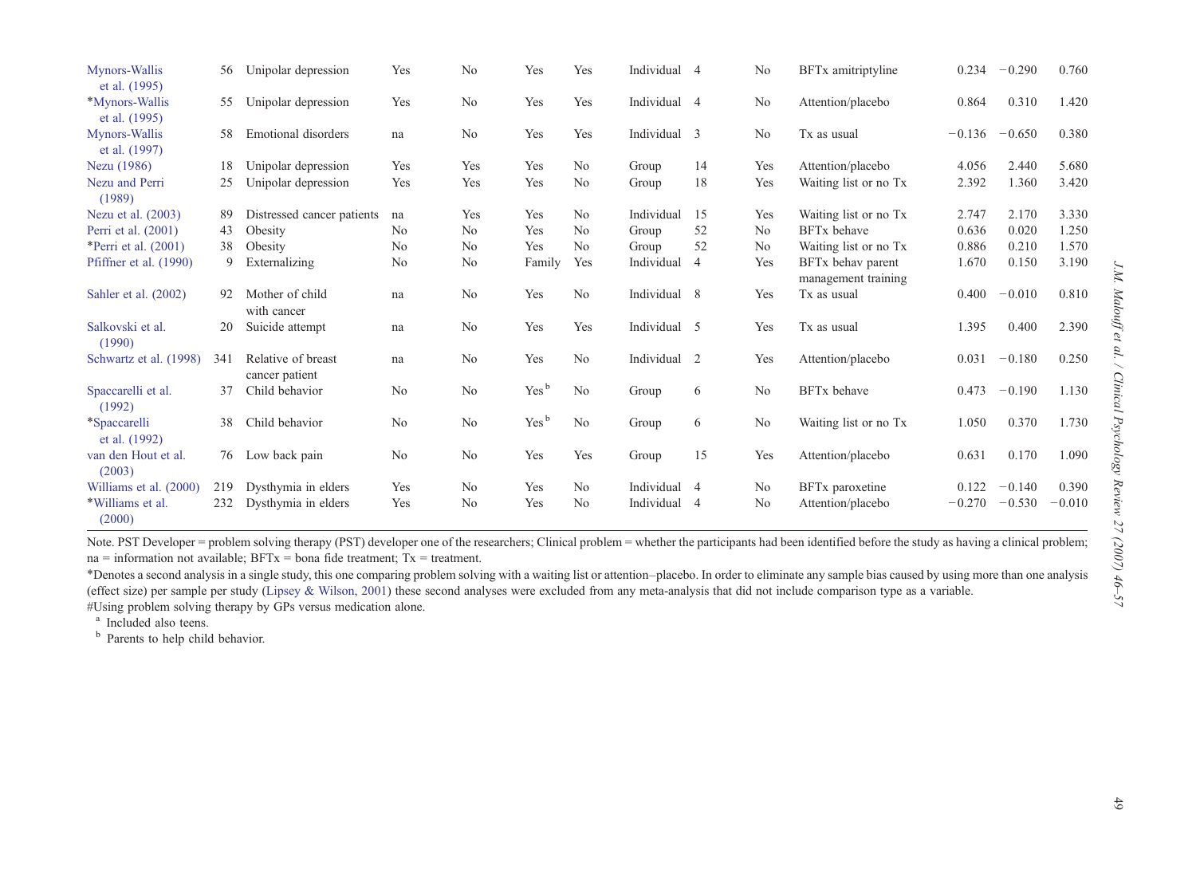| | | | | | | | | | | | | | |
|---|---|---|---|---|---|---|---|---|---|---|---|---|---|
| Mynors-Wallis et al. (1995) | 56 | Unipolar depression | Yes | No | Yes | Yes | Individual | 4 | No | BFTx amitriptyline | 0.234 | −0.290 | 0.760 |
| *Mynors-Wallis et al. (1995) | 55 | Unipolar depression | Yes | No | Yes | Yes | Individual | 4 | No | Attention/placebo | 0.864 | 0.310 | 1.420 |
| Mynors-Wallis et al. (1997) | 58 | Emotional disorders | na | No | Yes | Yes | Individual | 3 | No | Tx as usual | −0.136 | −0.650 | 0.380 |
| Nezu (1986) | 18 | Unipolar depression | Yes | Yes | Yes | No | Group | 14 | Yes | Attention/placebo | 4.056 | 2.440 | 5.680 |
| Nezu and Perri (1989) | 25 | Unipolar depression | Yes | Yes | Yes | No | Group | 18 | Yes | Waiting list or no Tx | 2.392 | 1.360 | 3.420 |
| Nezu et al. (2003) | 89 | Distressed cancer patients | na | Yes | Yes | No | Individual | 15 | Yes | Waiting list or no Tx | 2.747 | 2.170 | 3.330 |
| Perri et al. (2001) | 43 | Obesity | No | No | Yes | No | Group | 52 | No | BFTx behave | 0.636 | 0.020 | 1.250 |
| *Perri et al. (2001) | 38 | Obesity | No | No | Yes | No | Group | 52 | No | Waiting list or no Tx | 0.886 | 0.210 | 1.570 |
| Pfiffner et al. (1990) | 9 | Externalizing | No | No | Family | Yes | Individual | 4 | Yes | BFTx behav parent management training | 1.670 | 0.150 | 3.190 |
| Sahler et al. (2002) | 92 | Mother of child with cancer | na | No | Yes | No | Individual | 8 | Yes | Tx as usual | 0.400 | −0.010 | 0.810 |
| Salkovski et al. (1990) | 20 | Suicide attempt | na | No | Yes | Yes | Individual | 5 | Yes | Tx as usual | 1.395 | 0.400 | 2.390 |
| Schwartz et al. (1998) | 341 | Relative of breast cancer patient | na | No | Yes | No | Individual | 2 | Yes | Attention/placebo | 0.031 | −0.180 | 0.250 |
| Spaccarelli et al. (1992) | 37 | Child behavior | No | No | Yes[b] | No | Group | 6 | No | BFTx behave | 0.473 | −0.190 | 1.130 |
| *Spaccarelli et al. (1992) | 38 | Child behavior | No | No | Yes[b] | No | Group | 6 | No | Waiting list or no Tx | 1.050 | 0.370 | 1.730 |
| van den Hout et al. (2003) | 76 | Low back pain | No | No | Yes | Yes | Group | 15 | Yes | Attention/placebo | 0.631 | 0.170 | 1.090 |
| Williams et al. (2000) | 219 | Dysthymia in elders | Yes | No | Yes | No | Individual | 4 | No | BFTx paroxetine | 0.122 | −0.140 | 0.390 |
| *Williams et al. (2000) | 232 | Dysthymia in elders | Yes | No | Yes | No | Individual | 4 | No | Attention/placebo | −0.270 | −0.530 | −0.010 |

Note. PST Developer = problem solving therapy (PST) developer one of the researchers; Clinical problem = whether the participants had been identified before the study as having a clinical problem; na = information not available; BFTx = bona fide treatment; Tx = treatment.

*Denotes a second analysis in a single study, this one comparing problem solving with a waiting list or attention–placebo. In order to eliminate any sample bias caused by using more than one analysis (effect size) per sample per study (Lipsey & Wilson, 2001) these second analyses were excluded from any meta-analysis that did not include comparison type as a variable.

#Using problem solving therapy by GPs versus medication alone.

[a] Included also teens.

[b] Parents to help child behavior.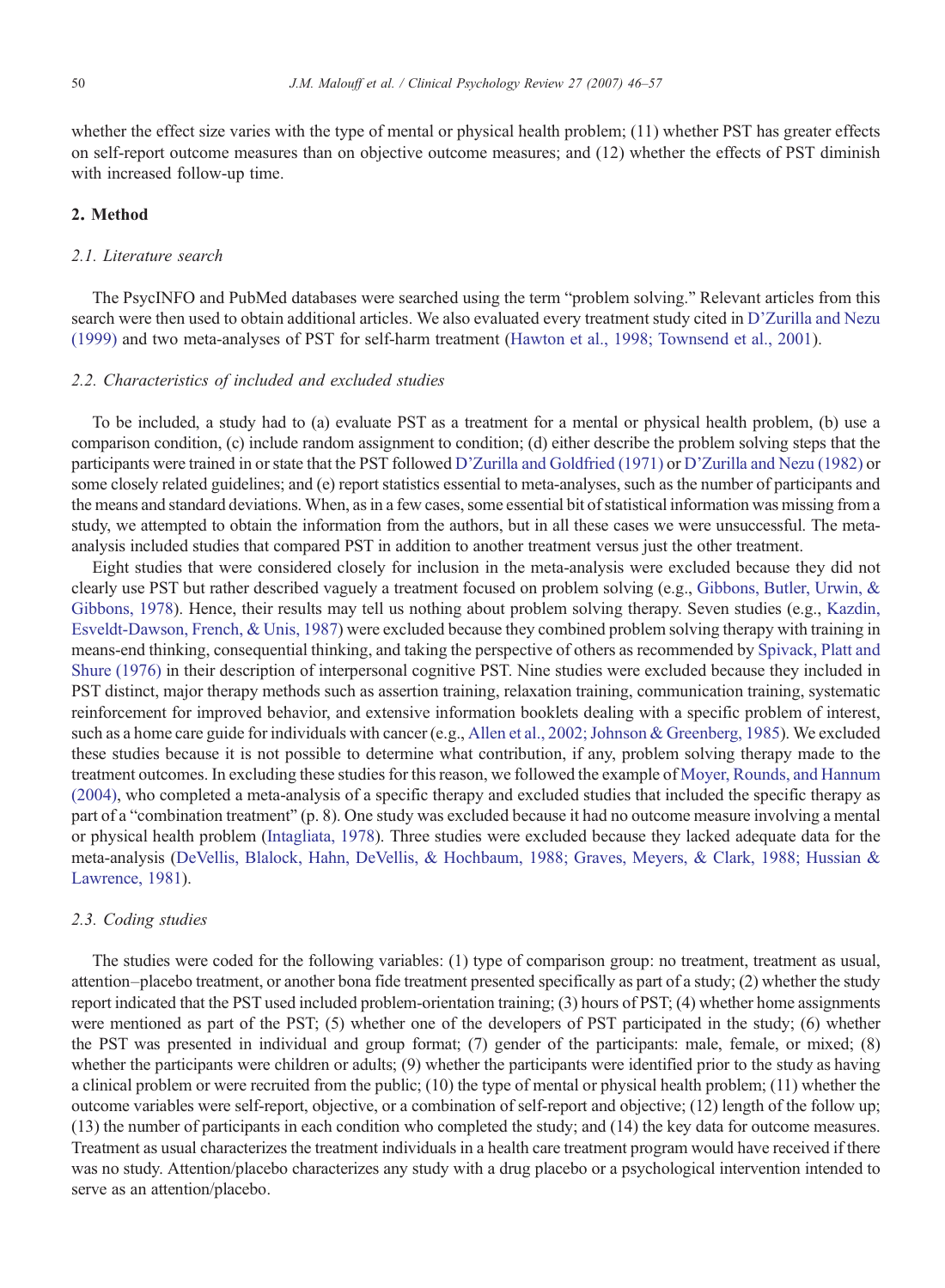whether the effect size varies with the type of mental or physical health problem; (11) whether PST has greater effects on self-report outcome measures than on objective outcome measures; and (12) whether the effects of PST diminish with increased follow-up time.

## 2. Method

### *2.1. Literature search*

The PsycINFO and PubMed databases were searched using the term "problem solving." Relevant articles from this search were then used to obtain additional articles. We also evaluated every treatment study cited in D'Zurilla and Nezu (1999) and two meta-analyses of PST for self-harm treatment (Hawton et al., 1998; Townsend et al., 2001).

### *2.2. Characteristics of included and excluded studies*

To be included, a study had to (a) evaluate PST as a treatment for a mental or physical health problem, (b) use a comparison condition, (c) include random assignment to condition; (d) either describe the problem solving steps that the participants were trained in or state that the PST followed D'Zurilla and Goldfried (1971) or D'Zurilla and Nezu (1982) or some closely related guidelines; and (e) report statistics essential to meta-analyses, such as the number of participants and the means and standard deviations. When, as in a few cases, some essential bit of statistical information was missing from a study, we attempted to obtain the information from the authors, but in all these cases we were unsuccessful. The meta-analysis included studies that compared PST in addition to another treatment versus just the other treatment.

Eight studies that were considered closely for inclusion in the meta-analysis were excluded because they did not clearly use PST but rather described vaguely a treatment focused on problem solving (e.g., Gibbons, Butler, Urwin, & Gibbons, 1978). Hence, their results may tell us nothing about problem solving therapy. Seven studies (e.g., Kazdin, Esveldt-Dawson, French, & Unis, 1987) were excluded because they combined problem solving therapy with training in means-end thinking, consequential thinking, and taking the perspective of others as recommended by Spivack, Platt and Shure (1976) in their description of interpersonal cognitive PST. Nine studies were excluded because they included in PST distinct, major therapy methods such as assertion training, relaxation training, communication training, systematic reinforcement for improved behavior, and extensive information booklets dealing with a specific problem of interest, such as a home care guide for individuals with cancer (e.g., Allen et al., 2002; Johnson & Greenberg, 1985). We excluded these studies because it is not possible to determine what contribution, if any, problem solving therapy made to the treatment outcomes. In excluding these studies for this reason, we followed the example of Moyer, Rounds, and Hannum (2004), who completed a meta-analysis of a specific therapy and excluded studies that included the specific therapy as part of a "combination treatment" (p. 8). One study was excluded because it had no outcome measure involving a mental or physical health problem (Intagliata, 1978). Three studies were excluded because they lacked adequate data for the meta-analysis (DeVellis, Blalock, Hahn, DeVellis, & Hochbaum, 1988; Graves, Meyers, & Clark, 1988; Hussian & Lawrence, 1981).

### *2.3. Coding studies*

The studies were coded for the following variables: (1) type of comparison group: no treatment, treatment as usual, attention–placebo treatment, or another bona fide treatment presented specifically as part of a study; (2) whether the study report indicated that the PST used included problem-orientation training; (3) hours of PST; (4) whether home assignments were mentioned as part of the PST; (5) whether one of the developers of PST participated in the study; (6) whether the PST was presented in individual and group format; (7) gender of the participants: male, female, or mixed; (8) whether the participants were children or adults; (9) whether the participants were identified prior to the study as having a clinical problem or were recruited from the public; (10) the type of mental or physical health problem; (11) whether the outcome variables were self-report, objective, or a combination of self-report and objective; (12) length of the follow up; (13) the number of participants in each condition who completed the study; and (14) the key data for outcome measures. Treatment as usual characterizes the treatment individuals in a health care treatment program would have received if there was no study. Attention/placebo characterizes any study with a drug placebo or a psychological intervention intended to serve as an attention/placebo.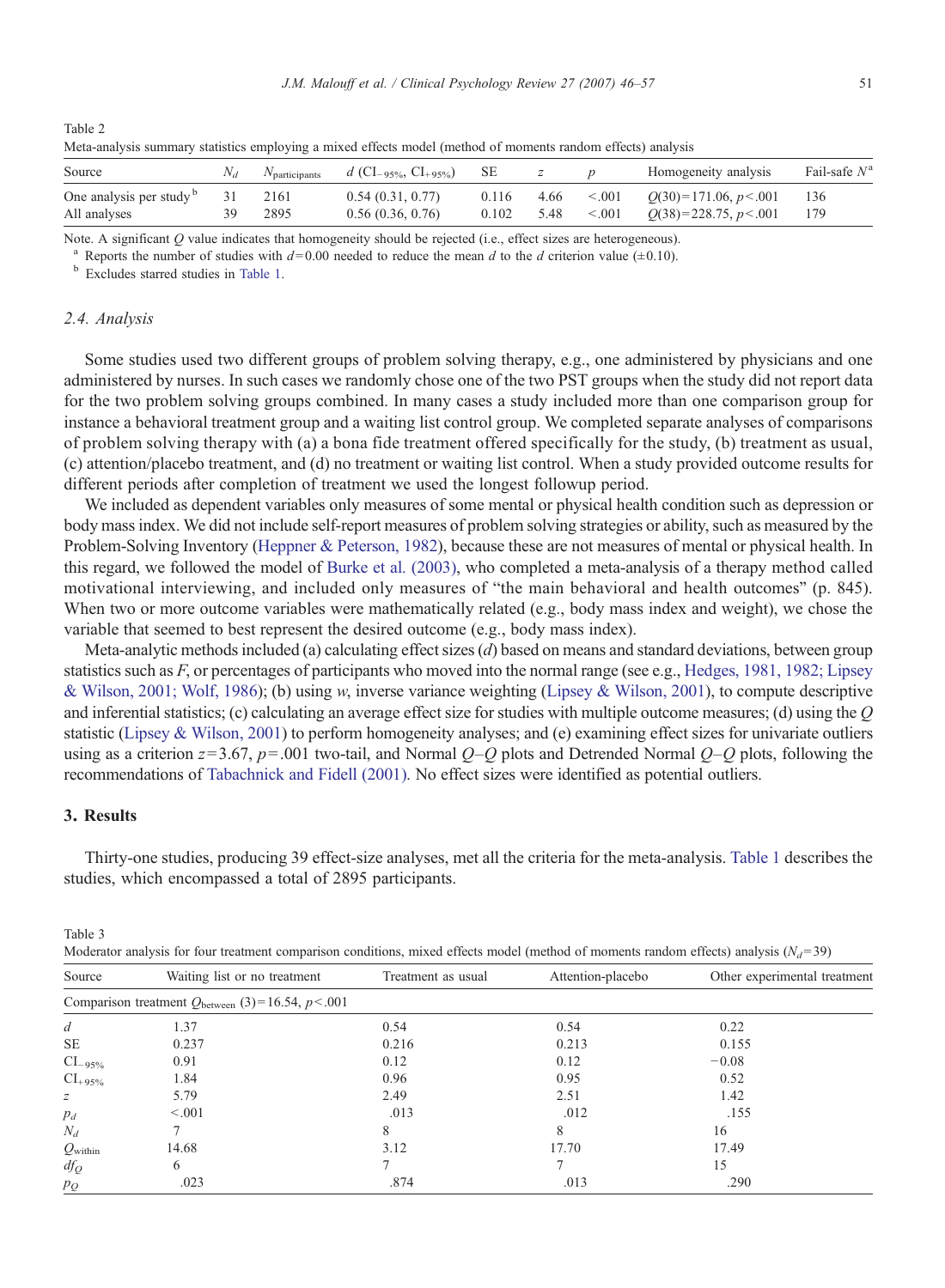Table 2
Meta-analysis summary statistics employing a mixed effects model (method of moments random effects) analysis

| Source | $N_d$ | $N_{participants}$ | $d$ ($CI_{-95\%}$, $CI_{+95\%}$) | SE | $z$ | $p$ | Homogeneity analysis | Fail-safe $N$[a] |
|---|---|---|---|---|---|---|---|---|
| One analysis per study[b] | 31 | 2161 | 0.54 (0.31, 0.77) | 0.116 | 4.66 | <.001 | $Q(30)=171.06$, $p<.001$ | 136 |
| All analyses | 39 | 2895 | 0.56 (0.36, 0.76) | 0.102 | 5.48 | <.001 | $Q(38)=228.75$, $p<.001$ | 179 |

Note. A significant $Q$ value indicates that homogeneity should be rejected (i.e., effect sizes are heterogeneous).

[a] Reports the number of studies with $d=0.00$ needed to reduce the mean $d$ to the $d$ criterion value (±0.10).

[b] Excludes starred studies in Table 1.

### 2.4. Analysis

Some studies used two different groups of problem solving therapy, e.g., one administered by physicians and one administered by nurses. In such cases we randomly chose one of the two PST groups when the study did not report data for the two problem solving groups combined. In many cases a study included more than one comparison group for instance a behavioral treatment group and a waiting list control group. We completed separate analyses of comparisons of problem solving therapy with (a) a bona fide treatment offered specifically for the study, (b) treatment as usual, (c) attention/placebo treatment, and (d) no treatment or waiting list control. When a study provided outcome results for different periods after completion of treatment we used the longest followup period.

We included as dependent variables only measures of some mental or physical health condition such as depression or body mass index. We did not include self-report measures of problem solving strategies or ability, such as measured by the Problem-Solving Inventory (Heppner & Peterson, 1982), because these are not measures of mental or physical health. In this regard, we followed the model of Burke et al. (2003), who completed a meta-analysis of a therapy method called motivational interviewing, and included only measures of "the main behavioral and health outcomes" (p. 845). When two or more outcome variables were mathematically related (e.g., body mass index and weight), we chose the variable that seemed to best represent the desired outcome (e.g., body mass index).

Meta-analytic methods included (a) calculating effect sizes ($d$) based on means and standard deviations, between group statistics such as $F$, or percentages of participants who moved into the normal range (see e.g., Hedges, 1981, 1982; Lipsey & Wilson, 2001; Wolf, 1986); (b) using $w$, inverse variance weighting (Lipsey & Wilson, 2001), to compute descriptive and inferential statistics; (c) calculating an average effect size for studies with multiple outcome measures; (d) using the $Q$ statistic (Lipsey & Wilson, 2001) to perform homogeneity analyses; and (e) examining effect sizes for univariate outliers using as a criterion $z=3.67$, $p=.001$ two-tail, and Normal $Q$–$Q$ plots and Detrended Normal $Q$–$Q$ plots, following the recommendations of Tabachnick and Fidell (2001). No effect sizes were identified as potential outliers.

## 3. Results

Thirty-one studies, producing 39 effect-size analyses, met all the criteria for the meta-analysis. Table 1 describes the studies, which encompassed a total of 2895 participants.

Table 3
Moderator analysis for four treatment comparison conditions, mixed effects model (method of moments random effects) analysis ($N_d=39$)

| Source | Waiting list or no treatment | Treatment as usual | Attention-placebo | Other experimental treatment |
|---|---|---|---|---|
| Comparison treatment $Q_{between}$ (3)=16.54, $p<.001$ | | | | |
| $d$ | 1.37 | 0.54 | 0.54 | 0.22 |
| SE | 0.237 | 0.216 | 0.213 | 0.155 |
| $CI_{-95\%}$ | 0.91 | 0.12 | 0.12 | −0.08 |
| $CI_{+95\%}$ | 1.84 | 0.96 | 0.95 | 0.52 |
| $z$ | 5.79 | 2.49 | 2.51 | 1.42 |
| $p_d$ | <.001 | .013 | .012 | .155 |
| $N_d$ | 7 | 8 | 8 | 16 |
| $Q_{within}$ | 14.68 | 3.12 | 17.70 | 17.49 |
| $df_Q$ | 6 | 7 | 7 | 15 |
| $p_Q$ | .023 | .874 | .013 | .290 |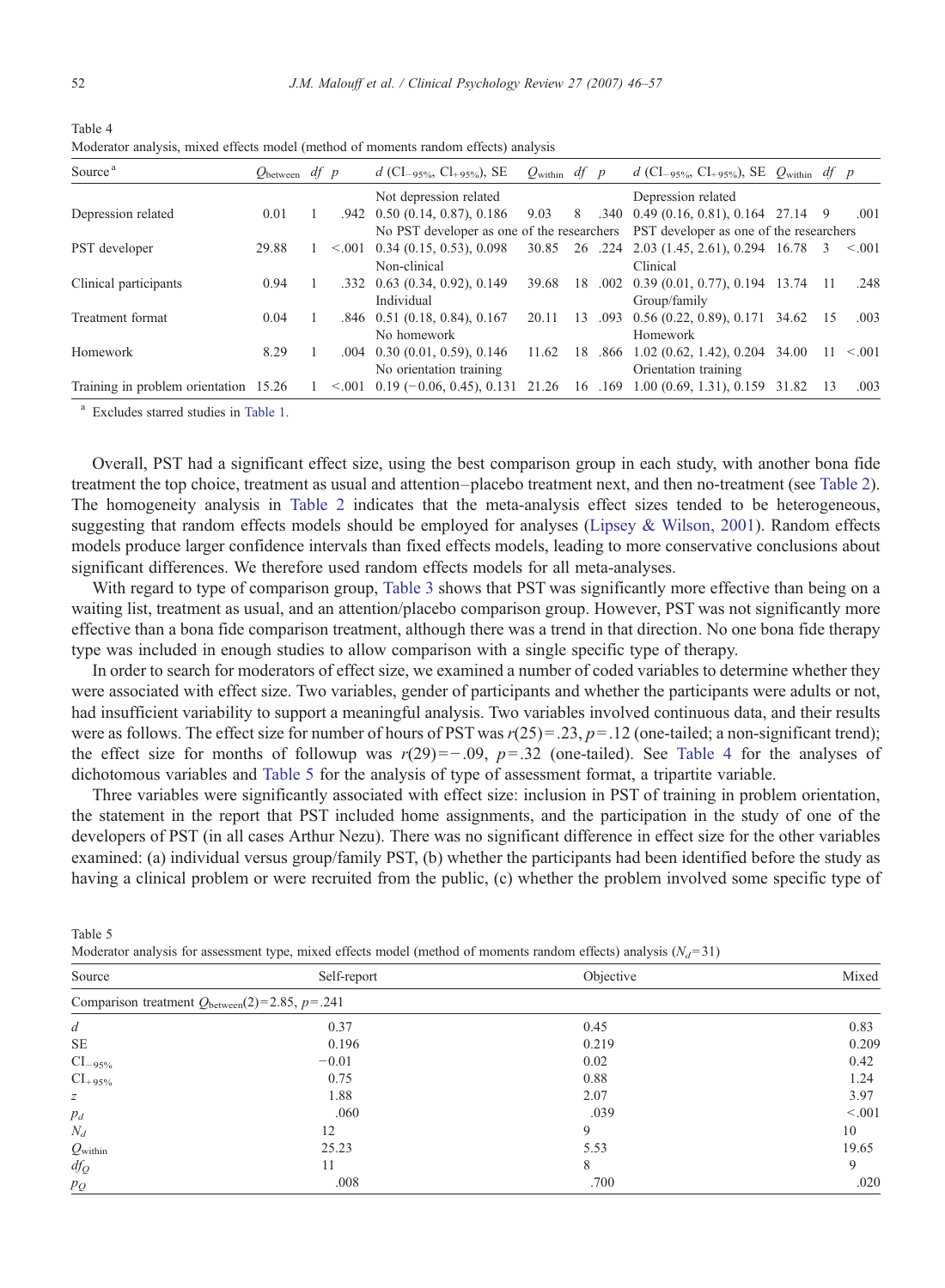Table 4
Moderator analysis, mixed effects model (method of moments random effects) analysis

| Source[a] | $Q_{between}$ | $df$ | $p$ | $d$ ($CI_{-95\%}$, $CI_{+95\%}$), SE | $Q_{within}$ | $df$ | $p$ | $d$ ($CI_{-95\%}$, $CI_{+95\%}$), SE | $Q_{within}$ | $df$ | $p$ |
|---|---|---|---|---|---|---|---|---|---|---|---|
| | | | | Not depression related | | | | Depression related | | | |
| Depression related | 0.01 | 1 | .942 | 0.50 (0.14, 0.87), 0.186 | 9.03 | 8 | .340 | 0.49 (0.16, 0.81), 0.164 | 27.14 | 9 | .001 |
| | | | | No PST developer as one of the researchers | | | | PST developer as one of the researchers | | | |
| PST developer | 29.88 | 1 | <.001 | 0.34 (0.15, 0.53), 0.098 | 30.85 | 26 | .224 | 2.03 (1.45, 2.61), 0.294 | 16.78 | 3 | <.001 |
| | | | | Non-clinical | | | | Clinical | | | |
| Clinical participants | 0.94 | 1 | .332 | 0.63 (0.34, 0.92), 0.149 | 39.68 | 18 | .002 | 0.39 (0.01, 0.77), 0.194 | 13.74 | 11 | .248 |
| | | | | Individual | | | | Group/family | | | |
| Treatment format | 0.04 | 1 | .846 | 0.51 (0.18, 0.84), 0.167 | 20.11 | 13 | .093 | 0.56 (0.22, 0.89), 0.171 | 34.62 | 15 | .003 |
| | | | | No homework | | | | Homework | | | |
| Homework | 8.29 | 1 | .004 | 0.30 (0.01, 0.59), 0.146 | 11.62 | 18 | .866 | 1.02 (0.62, 1.42), 0.204 | 34.00 | 11 | <.001 |
| | | | | No orientation training | | | | Orientation training | | | |
| Training in problem orientation | 15.26 | 1 | <.001 | 0.19 (−0.06, 0.45), 0.131 | 21.26 | 16 | .169 | 1.00 (0.69, 1.31), 0.159 | 31.82 | 13 | .003 |

[a] Excludes starred studies in Table 1.

Overall, PST had a significant effect size, using the best comparison group in each study, with another bona fide treatment the top choice, treatment as usual and attention–placebo treatment next, and then no-treatment (see Table 2). The homogeneity analysis in Table 2 indicates that the meta-analysis effect sizes tended to be heterogeneous, suggesting that random effects models should be employed for analyses (Lipsey & Wilson, 2001). Random effects models produce larger confidence intervals than fixed effects models, leading to more conservative conclusions about significant differences. We therefore used random effects models for all meta-analyses.

With regard to type of comparison group, Table 3 shows that PST was significantly more effective than being on a waiting list, treatment as usual, and an attention/placebo comparison group. However, PST was not significantly more effective than a bona fide comparison treatment, although there was a trend in that direction. No one bona fide therapy type was included in enough studies to allow comparison with a single specific type of therapy.

In order to search for moderators of effect size, we examined a number of coded variables to determine whether they were associated with effect size. Two variables, gender of participants and whether the participants were adults or not, had insufficient variability to support a meaningful analysis. Two variables involved continuous data, and their results were as follows. The effect size for number of hours of PST was $r(25)=.23$, $p=.12$ (one-tailed; a non-significant trend); the effect size for months of followup was $r(29)=-.09$, $p=.32$ (one-tailed). See Table 4 for the analyses of dichotomous variables and Table 5 for the analysis of type of assessment format, a tripartite variable.

Three variables were significantly associated with effect size: inclusion in PST of training in problem orientation, the statement in the report that PST included home assignments, and the participation in the study of one of the developers of PST (in all cases Arthur Nezu). There was no significant difference in effect size for the other variables examined: (a) individual versus group/family PST, (b) whether the participants had been identified before the study as having a clinical problem or were recruited from the public, (c) whether the problem involved some specific type of

Table 5
Moderator analysis for assessment type, mixed effects model (method of moments random effects) analysis ($N_d=31$)

| Source | Self-report | Objective | Mixed |
|---|---|---|---|
| Comparison treatment $Q_{between}(2)=2.85$, $p=.241$ | | | |
| $d$ | 0.37 | 0.45 | 0.83 |
| SE | 0.196 | 0.219 | 0.209 |
| $CI_{-95\%}$ | −0.01 | 0.02 | 0.42 |
| $CI_{+95\%}$ | 0.75 | 0.88 | 1.24 |
| $z$ | 1.88 | 2.07 | 3.97 |
| $p_d$ | .060 | .039 | <.001 |
| $N_d$ | 12 | 9 | 10 |
| $Q_{within}$ | 25.23 | 5.53 | 19.65 |
| $df_Q$ | 11 | 8 | 9 |
| $p_Q$ | .008 | .700 | .020 |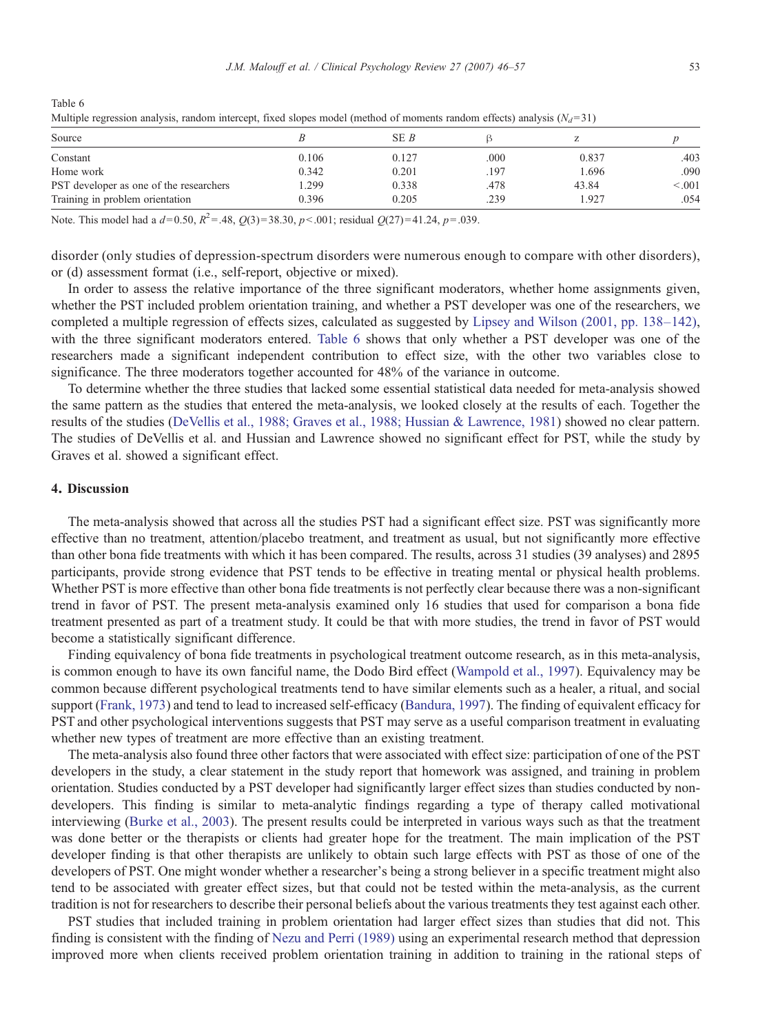Table 6
Multiple regression analysis, random intercept, fixed slopes model (method of moments random effects) analysis ($N_d = 31$)

| Source | *B* | SE *B* | β | z | *p* |
|---|---|---|---|---|---|
| Constant | 0.106 | 0.127 | .000 | 0.837 | .403 |
| Home work | 0.342 | 0.201 | .197 | 1.696 | .090 |
| PST developer as one of the researchers | 1.299 | 0.338 | .478 | 43.84 | <.001 |
| Training in problem orientation | 0.396 | 0.205 | .239 | 1.927 | .054 |

Note. This model had a $d = 0.50$, $R^2 = .48$, $Q(3) = 38.30$, $p < .001$; residual $Q(27) = 41.24$, $p = .039$.

disorder (only studies of depression-spectrum disorders were numerous enough to compare with other disorders), or (d) assessment format (i.e., self-report, objective or mixed).

In order to assess the relative importance of the three significant moderators, whether home assignments given, whether the PST included problem orientation training, and whether a PST developer was one of the researchers, we completed a multiple regression of effects sizes, calculated as suggested by Lipsey and Wilson (2001, pp. 138–142), with the three significant moderators entered. Table 6 shows that only whether a PST developer was one of the researchers made a significant independent contribution to effect size, with the other two variables close to significance. The three moderators together accounted for 48% of the variance in outcome.

To determine whether the three studies that lacked some essential statistical data needed for meta-analysis showed the same pattern as the studies that entered the meta-analysis, we looked closely at the results of each. Together the results of the studies (DeVellis et al., 1988; Graves et al., 1988; Hussian & Lawrence, 1981) showed no clear pattern. The studies of DeVellis et al. and Hussian and Lawrence showed no significant effect for PST, while the study by Graves et al. showed a significant effect.

## 4. Discussion

The meta-analysis showed that across all the studies PST had a significant effect size. PST was significantly more effective than no treatment, attention/placebo treatment, and treatment as usual, but not significantly more effective than other bona fide treatments with which it has been compared. The results, across 31 studies (39 analyses) and 2895 participants, provide strong evidence that PST tends to be effective in treating mental or physical health problems. Whether PST is more effective than other bona fide treatments is not perfectly clear because there was a non-significant trend in favor of PST. The present meta-analysis examined only 16 studies that used for comparison a bona fide treatment presented as part of a treatment study. It could be that with more studies, the trend in favor of PST would become a statistically significant difference.

Finding equivalency of bona fide treatments in psychological treatment outcome research, as in this meta-analysis, is common enough to have its own fanciful name, the Dodo Bird effect (Wampold et al., 1997). Equivalency may be common because different psychological treatments tend to have similar elements such as a healer, a ritual, and social support (Frank, 1973) and tend to lead to increased self-efficacy (Bandura, 1997). The finding of equivalent efficacy for PST and other psychological interventions suggests that PST may serve as a useful comparison treatment in evaluating whether new types of treatment are more effective than an existing treatment.

The meta-analysis also found three other factors that were associated with effect size: participation of one of the PST developers in the study, a clear statement in the study report that homework was assigned, and training in problem orientation. Studies conducted by a PST developer had significantly larger effect sizes than studies conducted by non-developers. This finding is similar to meta-analytic findings regarding a type of therapy called motivational interviewing (Burke et al., 2003). The present results could be interpreted in various ways such as that the treatment was done better or the therapists or clients had greater hope for the treatment. The main implication of the PST developer finding is that other therapists are unlikely to obtain such large effects with PST as those of one of the developers of PST. One might wonder whether a researcher's being a strong believer in a specific treatment might also tend to be associated with greater effect sizes, but that could not be tested within the meta-analysis, as the current tradition is not for researchers to describe their personal beliefs about the various treatments they test against each other.

PST studies that included training in problem orientation had larger effect sizes than studies that did not. This finding is consistent with the finding of Nezu and Perri (1989) using an experimental research method that depression improved more when clients received problem orientation training in addition to training in the rational steps of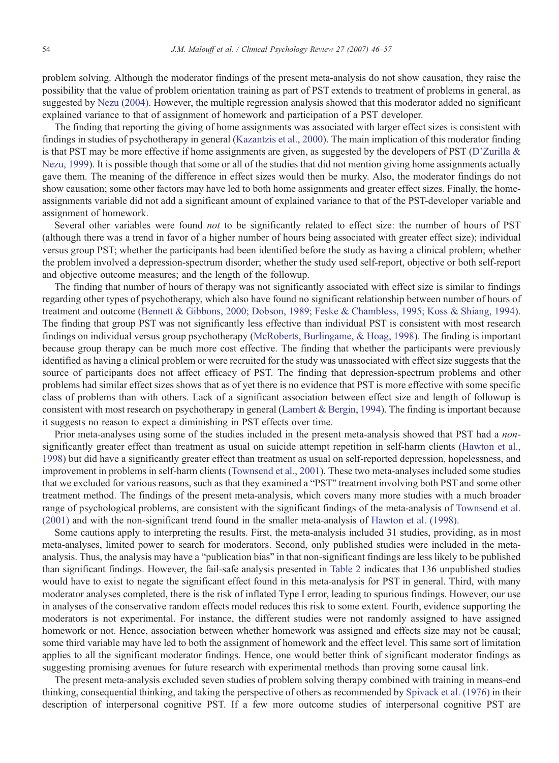problem solving. Although the moderator findings of the present meta-analysis do not show causation, they raise the possibility that the value of problem orientation training as part of PST extends to treatment of problems in general, as suggested by Nezu (2004). However, the multiple regression analysis showed that this moderator added no significant explained variance to that of assignment of homework and participation of a PST developer.

The finding that reporting the giving of home assignments was associated with larger effect sizes is consistent with findings in studies of psychotherapy in general (Kazantzis et al., 2000). The main implication of this moderator finding is that PST may be more effective if home assignments are given, as suggested by the developers of PST (D'Zurilla & Nezu, 1999). It is possible though that some or all of the studies that did not mention giving home assignments actually gave them. The meaning of the difference in effect sizes would then be murky. Also, the moderator findings do not show causation; some other factors may have led to both home assignments and greater effect sizes. Finally, the home-assignments variable did not add a significant amount of explained variance to that of the PST-developer variable and assignment of homework.

Several other variables were found *not* to be significantly related to effect size: the number of hours of PST (although there was a trend in favor of a higher number of hours being associated with greater effect size); individual versus group PST; whether the participants had been identified before the study as having a clinical problem; whether the problem involved a depression-spectrum disorder; whether the study used self-report, objective or both self-report and objective outcome measures; and the length of the followup.

The finding that number of hours of therapy was not significantly associated with effect size is similar to findings regarding other types of psychotherapy, which also have found no significant relationship between number of hours of treatment and outcome (Bennett & Gibbons, 2000; Dobson, 1989; Feske & Chambless, 1995; Koss & Shiang, 1994). The finding that group PST was not significantly less effective than individual PST is consistent with most research findings on individual versus group psychotherapy (McRoberts, Burlingame, & Hoag, 1998). The finding is important because group therapy can be much more cost effective. The finding that whether the participants were previously identified as having a clinical problem or were recruited for the study was unassociated with effect size suggests that the source of participants does not affect efficacy of PST. The finding that depression-spectrum problems and other problems had similar effect sizes shows that as of yet there is no evidence that PST is more effective with some specific class of problems than with others. Lack of a significant association between effect size and length of followup is consistent with most research on psychotherapy in general (Lambert & Bergin, 1994). The finding is important because it suggests no reason to expect a diminishing in PST effects over time.

Prior meta-analyses using some of the studies included in the present meta-analysis showed that PST had a *non*-significantly greater effect than treatment as usual on suicide attempt repetition in self-harm clients (Hawton et al., 1998) but did have a significantly greater effect than treatment as usual on self-reported depression, hopelessness, and improvement in problems in self-harm clients (Townsend et al., 2001). These two meta-analyses included some studies that we excluded for various reasons, such as that they examined a "PST" treatment involving both PST and some other treatment method. The findings of the present meta-analysis, which covers many more studies with a much broader range of psychological problems, are consistent with the significant findings of the meta-analysis of Townsend et al. (2001) and with the non-significant trend found in the smaller meta-analysis of Hawton et al. (1998).

Some cautions apply to interpreting the results. First, the meta-analysis included 31 studies, providing, as in most meta-analyses, limited power to search for moderators. Second, only published studies were included in the meta-analysis. Thus, the analysis may have a "publication bias" in that non-significant findings are less likely to be published than significant findings. However, the fail-safe analysis presented in Table 2 indicates that 136 unpublished studies would have to exist to negate the significant effect found in this meta-analysis for PST in general. Third, with many moderator analyses completed, there is the risk of inflated Type I error, leading to spurious findings. However, our use in analyses of the conservative random effects model reduces this risk to some extent. Fourth, evidence supporting the moderators is not experimental. For instance, the different studies were not randomly assigned to have assigned homework or not. Hence, association between whether homework was assigned and effects size may not be causal; some third variable may have led to both the assignment of homework and the effect level. This same sort of limitation applies to all the significant moderator findings. Hence, one would better think of significant moderator findings as suggesting promising avenues for future research with experimental methods than proving some causal link.

The present meta-analysis excluded seven studies of problem solving therapy combined with training in means-end thinking, consequential thinking, and taking the perspective of others as recommended by Spivack et al. (1976) in their description of interpersonal cognitive PST. If a few more outcome studies of interpersonal cognitive PST are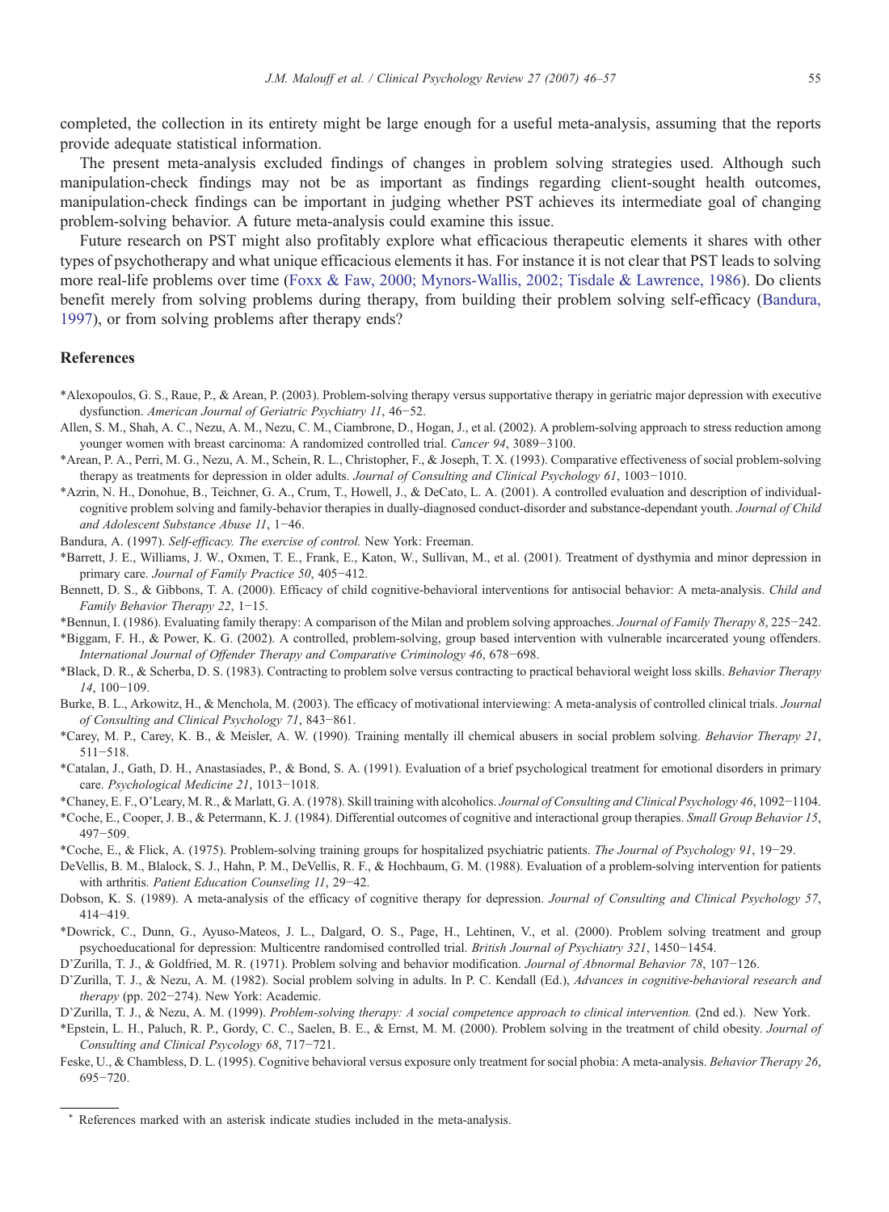completed, the collection in its entirety might be large enough for a useful meta-analysis, assuming that the reports provide adequate statistical information.

The present meta-analysis excluded findings of changes in problem solving strategies used. Although such manipulation-check findings may not be as important as findings regarding client-sought health outcomes, manipulation-check findings can be important in judging whether PST achieves its intermediate goal of changing problem-solving behavior. A future meta-analysis could examine this issue.

Future research on PST might also profitably explore what efficacious therapeutic elements it shares with other types of psychotherapy and what unique efficacious elements it has. For instance it is not clear that PST leads to solving more real-life problems over time (Foxx & Faw, 2000; Mynors-Wallis, 2002; Tisdale & Lawrence, 1986). Do clients benefit merely from solving problems during therapy, from building their problem solving self-efficacy (Bandura, 1997), or from solving problems after therapy ends?

## References

*Alexopoulos, G. S., Raue, P., & Arean, P. (2003). Problem-solving therapy versus supportative therapy in geriatric major depression with executive dysfunction. *American Journal of Geriatric Psychiatry 11*, 46−52.

Allen, S. M., Shah, A. C., Nezu, A. M., Nezu, C. M., Ciambrone, D., Hogan, J., et al. (2002). A problem-solving approach to stress reduction among younger women with breast carcinoma: A randomized controlled trial. *Cancer 94*, 3089−3100.

*Arean, P. A., Perri, M. G., Nezu, A. M., Schein, R. L., Christopher, F., & Joseph, T. X. (1993). Comparative effectiveness of social problem-solving therapy as treatments for depression in older adults. *Journal of Consulting and Clinical Psychology 61*, 1003−1010.

*Azrin, N. H., Donohue, B., Teichner, G. A., Crum, T., Howell, J., & DeCato, L. A. (2001). A controlled evaluation and description of individual-cognitive problem solving and family-behavior therapies in dually-diagnosed conduct-disorder and substance-dependant youth. *Journal of Child and Adolescent Substance Abuse 11*, 1−46.

Bandura, A. (1997). *Self-efficacy. The exercise of control.* New York: Freeman.

*Barrett, J. E., Williams, J. W., Oxmen, T. E., Frank, E., Katon, W., Sullivan, M., et al. (2001). Treatment of dysthymia and minor depression in primary care. *Journal of Family Practice 50*, 405−412.

Bennett, D. S., & Gibbons, T. A. (2000). Efficacy of child cognitive-behavioral interventions for antisocial behavior: A meta-analysis. *Child and Family Behavior Therapy 22*, 1−15.

*Bennun, I. (1986). Evaluating family therapy: A comparison of the Milan and problem solving approaches. *Journal of Family Therapy 8*, 225−242.

*Biggam, F. H., & Power, K. G. (2002). A controlled, problem-solving, group based intervention with vulnerable incarcerated young offenders. *International Journal of Offender Therapy and Comparative Criminology 46*, 678−698.

*Black, D. R., & Scherba, D. S. (1983). Contracting to problem solve versus contracting to practical behavioral weight loss skills. *Behavior Therapy 14*, 100−109.

Burke, B. L., Arkowitz, H., & Menchola, M. (2003). The efficacy of motivational interviewing: A meta-analysis of controlled clinical trials. *Journal of Consulting and Clinical Psychology 71*, 843−861.

*Carey, M. P., Carey, K. B., & Meisler, A. W. (1990). Training mentally ill chemical abusers in social problem solving. *Behavior Therapy 21*, 511−518.

*Catalan, J., Gath, D. H., Anastasiades, P., & Bond, S. A. (1991). Evaluation of a brief psychological treatment for emotional disorders in primary care. *Psychological Medicine 21*, 1013−1018.

*Chaney, E. F., O'Leary, M. R., & Marlatt, G. A. (1978). Skill training with alcoholics. *Journal of Consulting and Clinical Psychology 46*, 1092−1104.

*Coche, E., Cooper, J. B., & Petermann, K. J. (1984). Differential outcomes of cognitive and interactional group therapies. *Small Group Behavior 15*, 497−509.

*Coche, E., & Flick, A. (1975). Problem-solving training groups for hospitalized psychiatric patients. *The Journal of Psychology 91*, 19−29.

DeVellis, B. M., Blalock, S. J., Hahn, P. M., DeVellis, R. F., & Hochbaum, G. M. (1988). Evaluation of a problem-solving intervention for patients with arthritis. *Patient Education Counseling 11*, 29−42.

Dobson, K. S. (1989). A meta-analysis of the efficacy of cognitive therapy for depression. *Journal of Consulting and Clinical Psychology 57*, 414−419.

*Dowrick, C., Dunn, G., Ayuso-Mateos, J. L., Dalgard, O. S., Page, H., Lehtinen, V., et al. (2000). Problem solving treatment and group psychoeducational for depression: Multicentre randomised controlled trial. *British Journal of Psychiatry 321*, 1450−1454.

D'Zurilla, T. J., & Goldfried, M. R. (1971). Problem solving and behavior modification. *Journal of Abnormal Behavior 78*, 107−126.

D'Zurilla, T. J., & Nezu, A. M. (1982). Social problem solving in adults. In P. C. Kendall (Ed.), *Advances in cognitive-behavioral research and therapy* (pp. 202−274). New York: Academic.

D'Zurilla, T. J., & Nezu, A. M. (1999). *Problem-solving therapy: A social competence approach to clinical intervention.* (2nd ed.). New York.

*Epstein, L. H., Paluch, R. P., Gordy, C. C., Saelen, B. E., & Ernst, M. M. (2000). Problem solving in the treatment of child obesity. *Journal of Consulting and Clinical Psycology 68*, 717−721.

Feske, U., & Chambless, D. L. (1995). Cognitive behavioral versus exposure only treatment for social phobia: A meta-analysis. *Behavior Therapy 26*, 695−720.

* References marked with an asterisk indicate studies included in the meta-analysis.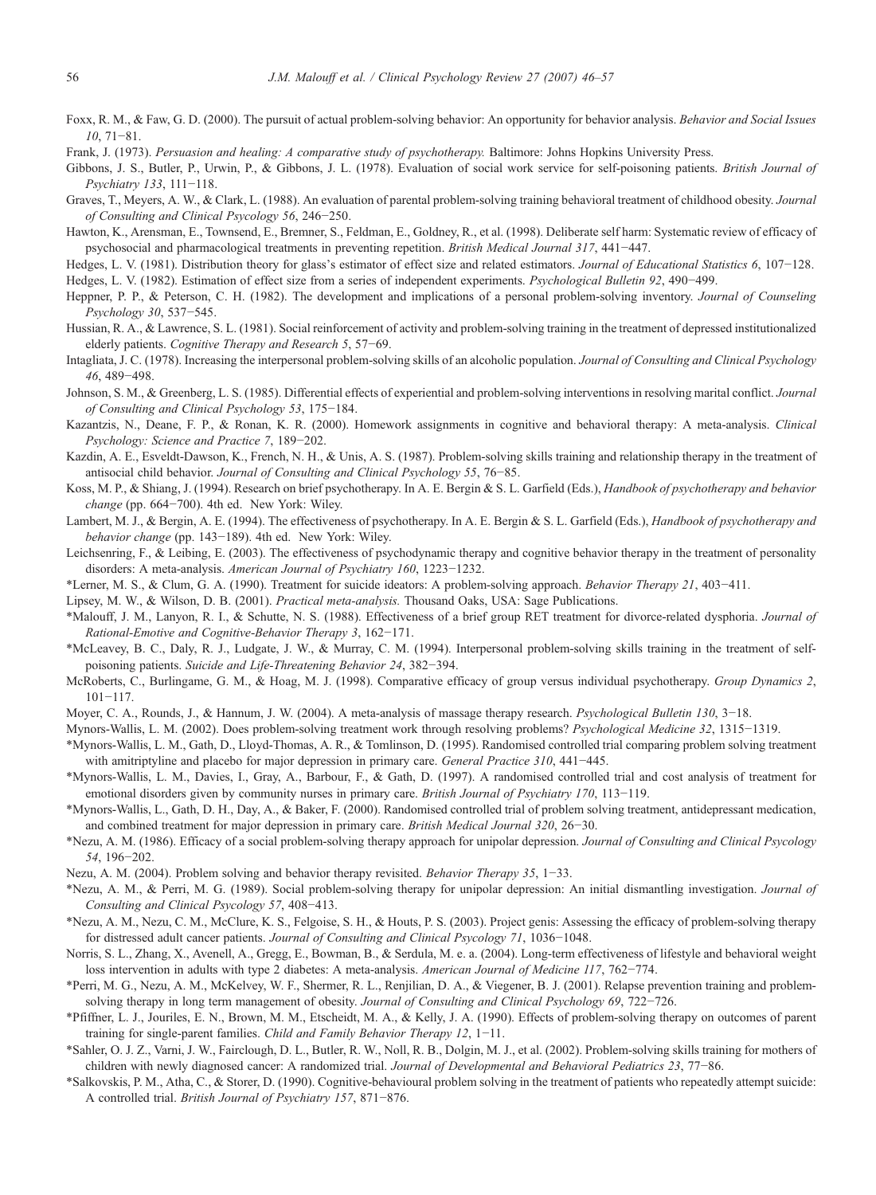Foxx, R. M., & Faw, G. D. (2000). The pursuit of actual problem-solving behavior: An opportunity for behavior analysis. *Behavior and Social Issues 10*, 71−81.

Frank, J. (1973). *Persuasion and healing: A comparative study of psychotherapy.* Baltimore: Johns Hopkins University Press.

Gibbons, J. S., Butler, P., Urwin, P., & Gibbons, J. L. (1978). Evaluation of social work service for self-poisoning patients. *British Journal of Psychiatry 133*, 111−118.

Graves, T., Meyers, A. W., & Clark, L. (1988). An evaluation of parental problem-solving training behavioral treatment of childhood obesity. *Journal of Consulting and Clinical Psycology 56*, 246−250.

Hawton, K., Arensman, E., Townsend, E., Bremner, S., Feldman, E., Goldney, R., et al. (1998). Deliberate self harm: Systematic review of efficacy of psychosocial and pharmacological treatments in preventing repetition. *British Medical Journal 317*, 441−447.

Hedges, L. V. (1981). Distribution theory for glass's estimator of effect size and related estimators. *Journal of Educational Statistics 6*, 107−128.

Hedges, L. V. (1982). Estimation of effect size from a series of independent experiments. *Psychological Bulletin 92*, 490−499.

Heppner, P. P., & Peterson, C. H. (1982). The development and implications of a personal problem-solving inventory. *Journal of Counseling Psychology 30*, 537−545.

Hussian, R. A., & Lawrence, S. L. (1981). Social reinforcement of activity and problem-solving training in the treatment of depressed institutionalized elderly patients. *Cognitive Therapy and Research 5*, 57−69.

Intagliata, J. C. (1978). Increasing the interpersonal problem-solving skills of an alcoholic population. *Journal of Consulting and Clinical Psychology 46*, 489−498.

Johnson, S. M., & Greenberg, L. S. (1985). Differential effects of experiential and problem-solving interventions in resolving marital conflict. *Journal of Consulting and Clinical Psychology 53*, 175−184.

Kazantzis, N., Deane, F. P., & Ronan, K. R. (2000). Homework assignments in cognitive and behavioral therapy: A meta-analysis. *Clinical Psychology: Science and Practice 7*, 189−202.

Kazdin, A. E., Esveldt-Dawson, K., French, N. H., & Unis, A. S. (1987). Problem-solving skills training and relationship therapy in the treatment of antisocial child behavior. *Journal of Consulting and Clinical Psychology 55*, 76−85.

Koss, M. P., & Shiang, J. (1994). Research on brief psychotherapy. In A. E. Bergin & S. L. Garfield (Eds.), *Handbook of psychotherapy and behavior change* (pp. 664−700). 4th ed. New York: Wiley.

Lambert, M. J., & Bergin, A. E. (1994). The effectiveness of psychotherapy. In A. E. Bergin & S. L. Garfield (Eds.), *Handbook of psychotherapy and behavior change* (pp. 143−189). 4th ed. New York: Wiley.

Leichsenring, F., & Leibing, E. (2003). The effectiveness of psychodynamic therapy and cognitive behavior therapy in the treatment of personality disorders: A meta-analysis. *American Journal of Psychiatry 160*, 1223−1232.

*Lerner, M. S., & Clum, G. A. (1990). Treatment for suicide ideators: A problem-solving approach. *Behavior Therapy 21*, 403−411.

Lipsey, M. W., & Wilson, D. B. (2001). *Practical meta-analysis.* Thousand Oaks, USA: Sage Publications.

*Malouff, J. M., Lanyon, R. I., & Schutte, N. S. (1988). Effectiveness of a brief group RET treatment for divorce-related dysphoria. *Journal of Rational-Emotive and Cognitive-Behavior Therapy 3*, 162−171.

*McLeavey, B. C., Daly, R. J., Ludgate, J. W., & Murray, C. M. (1994). Interpersonal problem-solving skills training in the treatment of self-poisoning patients. *Suicide and Life-Threatening Behavior 24*, 382−394.

McRoberts, C., Burlingame, G. M., & Hoag, M. J. (1998). Comparative efficacy of group versus individual psychotherapy. *Group Dynamics 2*, 101−117.

Moyer, C. A., Rounds, J., & Hannum, J. W. (2004). A meta-analysis of massage therapy research. *Psychological Bulletin 130*, 3−18.

Mynors-Wallis, L. M. (2002). Does problem-solving treatment work through resolving problems? *Psychological Medicine 32*, 1315−1319.

*Mynors-Wallis, L. M., Gath, D., Lloyd-Thomas, A. R., & Tomlinson, D. (1995). Randomised controlled trial comparing problem solving treatment with amitriptyline and placebo for major depression in primary care. *General Practice 310*, 441−445.

*Mynors-Wallis, L. M., Davies, I., Gray, A., Barbour, F., & Gath, D. (1997). A randomised controlled trial and cost analysis of treatment for emotional disorders given by community nurses in primary care. *British Journal of Psychiatry 170*, 113−119.

*Mynors-Wallis, L., Gath, D. H., Day, A., & Baker, F. (2000). Randomised controlled trial of problem solving treatment, antidepressant medication, and combined treatment for major depression in primary care. *British Medical Journal 320*, 26−30.

*Nezu, A. M. (1986). Efficacy of a social problem-solving therapy approach for unipolar depression. *Journal of Consulting and Clinical Psycology 54*, 196−202.

Nezu, A. M. (2004). Problem solving and behavior therapy revisited. *Behavior Therapy 35*, 1−33.

*Nezu, A. M., & Perri, M. G. (1989). Social problem-solving therapy for unipolar depression: An initial dismantling investigation. *Journal of Consulting and Clinical Psycology 57*, 408−413.

*Nezu, A. M., Nezu, C. M., McClure, K. S., Felgoise, S. H., & Houts, P. S. (2003). Project genis: Assessing the efficacy of problem-solving therapy for distressed adult cancer patients. *Journal of Consulting and Clinical Psycology 71*, 1036−1048.

Norris, S. L., Zhang, X., Avenell, A., Gregg, E., Bowman, B., & Serdula, M. e. a. (2004). Long-term effectiveness of lifestyle and behavioral weight loss intervention in adults with type 2 diabetes: A meta-analysis. *American Journal of Medicine 117*, 762−774.

*Perri, M. G., Nezu, A. M., McKelvey, W. F., Shermer, R. L., Renjilian, D. A., & Viegener, B. J. (2001). Relapse prevention training and problem-solving therapy in long term management of obesity. *Journal of Consulting and Clinical Psychology 69*, 722−726.

*Pfiffner, L. J., Jouriles, E. N., Brown, M. M., Etscheidt, M. A., & Kelly, J. A. (1990). Effects of problem-solving therapy on outcomes of parent training for single-parent families. *Child and Family Behavior Therapy 12*, 1−11.

*Sahler, O. J. Z., Varni, J. W., Fairclough, D. L., Butler, R. W., Noll, R. B., Dolgin, M. J., et al. (2002). Problem-solving skills training for mothers of children with newly diagnosed cancer: A randomized trial. *Journal of Developmental and Behavioral Pediatrics 23*, 77−86.

*Salkovskis, P. M., Atha, C., & Storer, D. (1990). Cognitive-behavioural problem solving in the treatment of patients who repeatedly attempt suicide: A controlled trial. *British Journal of Psychiatry 157*, 871−876.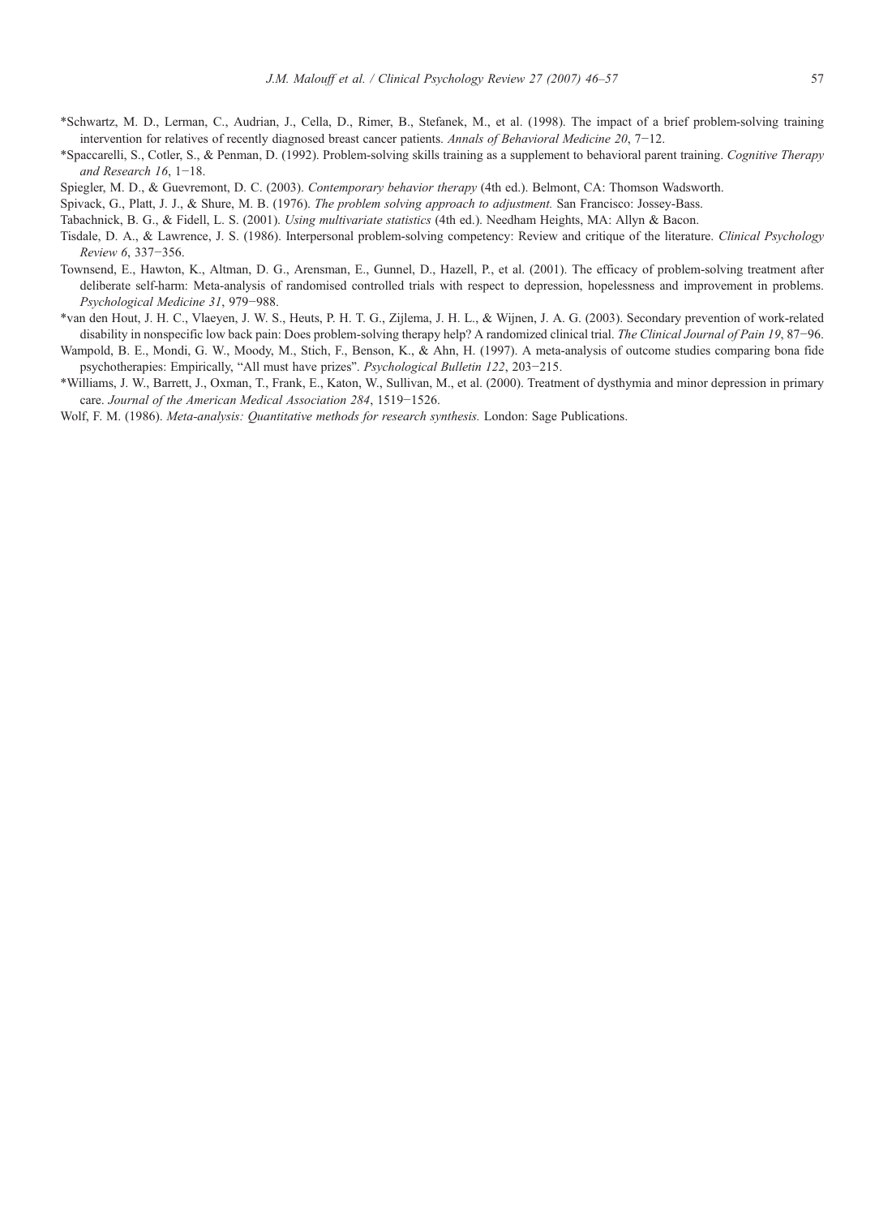*Schwartz, M. D., Lerman, C., Audrian, J., Cella, D., Rimer, B., Stefanek, M., et al. (1998). The impact of a brief problem-solving training intervention for relatives of recently diagnosed breast cancer patients. *Annals of Behavioral Medicine 20*, 7−12.

*Spaccarelli, S., Cotler, S., & Penman, D. (1992). Problem-solving skills training as a supplement to behavioral parent training. *Cognitive Therapy and Research 16*, 1−18.

Spiegler, M. D., & Guevremont, D. C. (2003). *Contemporary behavior therapy* (4th ed.). Belmont, CA: Thomson Wadsworth.

Spivack, G., Platt, J. J., & Shure, M. B. (1976). *The problem solving approach to adjustment.* San Francisco: Jossey-Bass.

Tabachnick, B. G., & Fidell, L. S. (2001). *Using multivariate statistics* (4th ed.). Needham Heights, MA: Allyn & Bacon.

Tisdale, D. A., & Lawrence, J. S. (1986). Interpersonal problem-solving competency: Review and critique of the literature. *Clinical Psychology Review 6*, 337−356.

Townsend, E., Hawton, K., Altman, D. G., Arensman, E., Gunnel, D., Hazell, P., et al. (2001). The efficacy of problem-solving treatment after deliberate self-harm: Meta-analysis of randomised controlled trials with respect to depression, hopelessness and improvement in problems. *Psychological Medicine 31*, 979−988.

*van den Hout, J. H. C., Vlaeyen, J. W. S., Heuts, P. H. T. G., Zijlema, J. H. L., & Wijnen, J. A. G. (2003). Secondary prevention of work-related disability in nonspecific low back pain: Does problem-solving therapy help? A randomized clinical trial. *The Clinical Journal of Pain 19*, 87−96.

Wampold, B. E., Mondi, G. W., Moody, M., Stich, F., Benson, K., & Ahn, H. (1997). A meta-analysis of outcome studies comparing bona fide psychotherapies: Empirically, "All must have prizes". *Psychological Bulletin 122*, 203−215.

*Williams, J. W., Barrett, J., Oxman, T., Frank, E., Katon, W., Sullivan, M., et al. (2000). Treatment of dysthymia and minor depression in primary care. *Journal of the American Medical Association 284*, 1519−1526.

Wolf, F. M. (1986). *Meta-analysis: Quantitative methods for research synthesis.* London: Sage Publications.